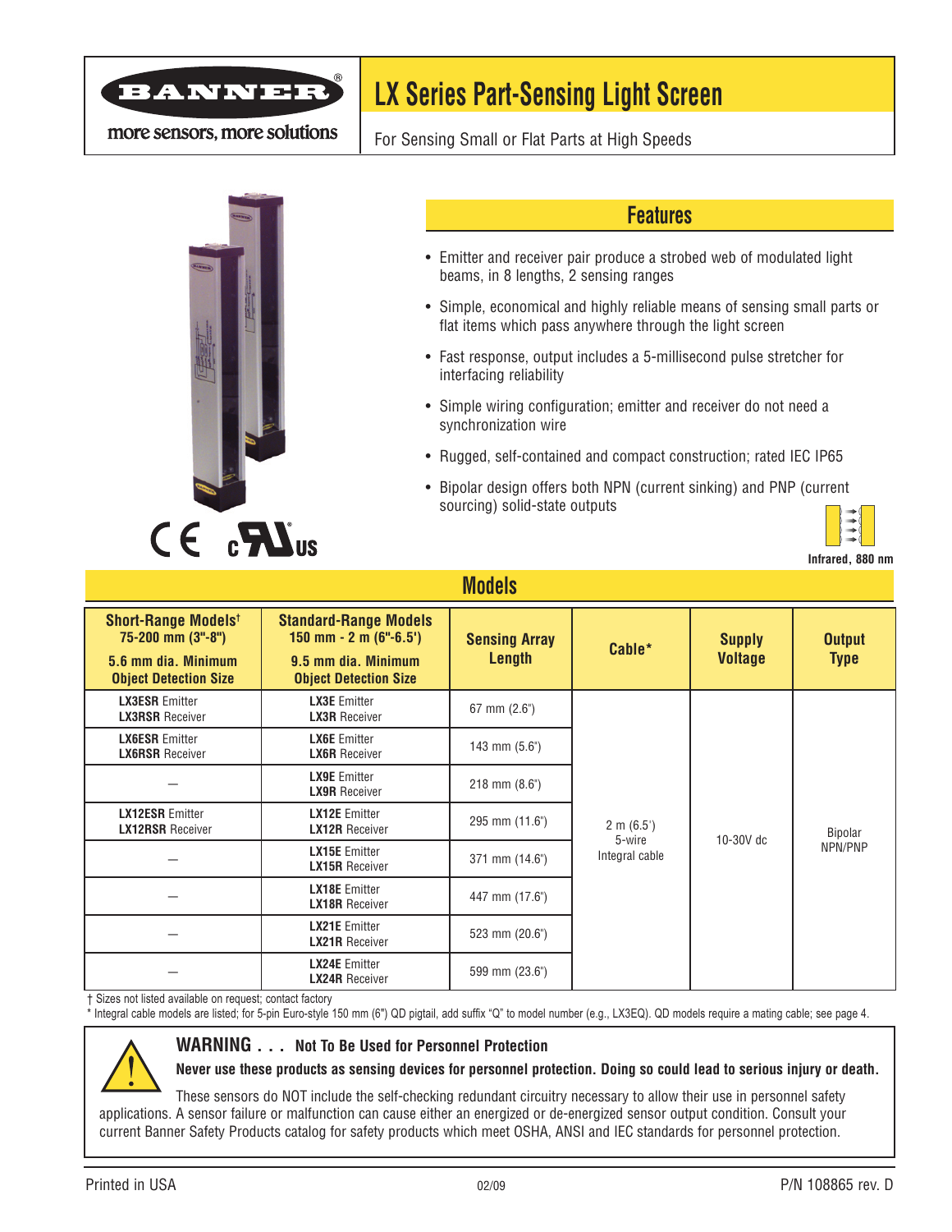BANNER®

more sensors, more solutions

# LX Series Part-Sensing Light Screen

For Sensing Small or Flat Parts at High Speeds

## Features

- Emitter and receiver pair produce a strobed web of modulated light beams, in 8 lengths, 2 sensing ranges
- Simple, economical and highly reliable means of sensing small parts or flat items which pass anywhere through the light screen
- Fast response, output includes a 5-millisecond pulse stretcher for interfacing reliability
- Simple wiring configuration; emitter and receiver do not need a synchronization wire
- Rugged, self-contained and compact construction; rated IEC IP65
- Bipolar design offers both NPN (current sinking) and PNP (current sourcing) solid-state outputs

Infrared, 880 nm

## Models

| Short-Range Models† 75-200 mm (3"-8") 5.6 mm dia. Minimum Object Detection Size | Standard-Range Models 150 mm - 2 m (6"-6.5') 9.5 mm dia. Minimum Object Detection Size | Sensing Array Length | Cable* | Supply Voltage | Output Type |
|---|---|---|---|---|---|
| **LX3ESR** Emitter **LX3RSR** Receiver | **LX3E** Emitter **LX3R** Receiver | 67 mm (2.6") | 2 m (6.5') 5-wire Integral cable | 10-30V dc | Bipolar NPN/PNP |
| **LX6ESR** Emitter **LX6RSR** Receiver | **LX6E** Emitter **LX6R** Receiver | 143 mm (5.6") | | | |
| — | **LX9E** Emitter **LX9R** Receiver | 218 mm (8.6") | | | |
| **LX12ESR** Emitter **LX12RSR** Receiver | **LX12E** Emitter **LX12R** Receiver | 295 mm (11.6") | | | |
| — | **LX15E** Emitter **LX15R** Receiver | 371 mm (14.6") | | | |
| — | **LX18E** Emitter **LX18R** Receiver | 447 mm (17.6") | | | |
| — | **LX21E** Emitter **LX21R** Receiver | 523 mm (20.6") | | | |
| — | **LX24E** Emitter **LX24R** Receiver | 599 mm (23.6") | | | |

† Sizes not listed available on request; contact factory

* Integral cable models are listed; for 5-pin Euro-style 150 mm (6") QD pigtail, add suffix "Q" to model number (e.g., LX3EQ). QD models require a mating cable; see page 4.

**WARNING . . . Not To Be Used for Personnel Protection**

**Never use these products as sensing devices for personnel protection. Doing so could lead to serious injury or death.**

These sensors do NOT include the self-checking redundant circuitry necessary to allow their use in personnel safety applications. A sensor failure or malfunction can cause either an energized or de-energized sensor output condition. Consult your current Banner Safety Products catalog for safety products which meet OSHA, ANSI and IEC standards for personnel protection.

Printed in USA 02/09 P/N 108865 rev. D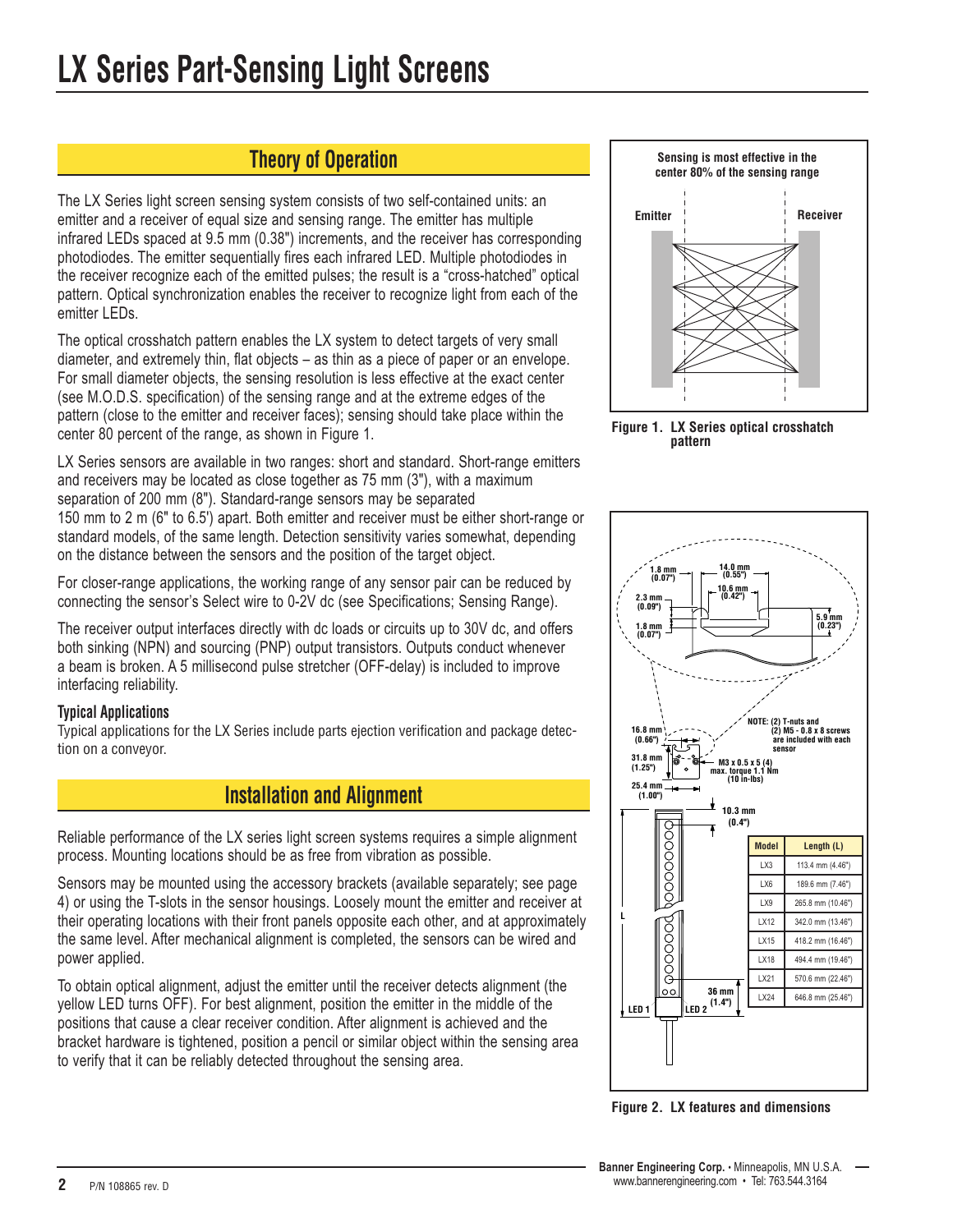# LX Series Part-Sensing Light Screens

## Theory of Operation

The LX Series light screen sensing system consists of two self-contained units: an emitter and a receiver of equal size and sensing range. The emitter has multiple infrared LEDs spaced at 9.5 mm (0.38") increments, and the receiver has corresponding photodiodes. The emitter sequentially fires each infrared LED. Multiple photodiodes in the receiver recognize each of the emitted pulses; the result is a "cross-hatched" optical pattern. Optical synchronization enables the receiver to recognize light from each of the emitter LEDs.

The optical crosshatch pattern enables the LX system to detect targets of very small diameter, and extremely thin, flat objects – as thin as a piece of paper or an envelope. For small diameter objects, the sensing resolution is less effective at the exact center (see M.O.D.S. specification) of the sensing range and at the extreme edges of the pattern (close to the emitter and receiver faces); sensing should take place within the center 80 percent of the range, as shown in Figure 1.

LX Series sensors are available in two ranges: short and standard. Short-range emitters and receivers may be located as close together as 75 mm (3"), with a maximum separation of 200 mm (8"). Standard-range sensors may be separated 150 mm to 2 m (6" to 6.5') apart. Both emitter and receiver must be either short-range or standard models, of the same length. Detection sensitivity varies somewhat, depending on the distance between the sensors and the position of the target object.

For closer-range applications, the working range of any sensor pair can be reduced by connecting the sensor's Select wire to 0-2V dc (see Specifications; Sensing Range).

The receiver output interfaces directly with dc loads or circuits up to 30V dc, and offers both sinking (NPN) and sourcing (PNP) output transistors. Outputs conduct whenever a beam is broken. A 5 millisecond pulse stretcher (OFF-delay) is included to improve interfacing reliability.

### Typical Applications

Typical applications for the LX Series include parts ejection verification and package detection on a conveyor.

Sensing is most effective in the center 80% of the sensing range

Emitter | Receiver

**Figure 1. LX Series optical crosshatch pattern**

## Installation and Alignment

Reliable performance of the LX series light screen systems requires a simple alignment process. Mounting locations should be as free from vibration as possible.

Sensors may be mounted using the accessory brackets (available separately; see page 4) or using the T-slots in the sensor housings. Loosely mount the emitter and receiver at their operating locations with their front panels opposite each other, and at approximately the same level. After mechanical alignment is completed, the sensors can be wired and power applied.

To obtain optical alignment, adjust the emitter until the receiver detects alignment (the yellow LED turns OFF). For best alignment, position the emitter in the middle of the positions that cause a clear receiver condition. After alignment is achieved and the bracket hardware is tightened, position a pencil or similar object within the sensing area to verify that it can be reliably detected throughout the sensing area.

1.8 mm (0.07"); 14.0 mm (0.55"); 10.6 mm (0.42"); 2.3 mm (0.09"); 5.9 mm (0.23"); 1.8 mm (0.07")

16.8 mm (0.66"); 31.8 mm (1.25"); 25.4 mm (1.00"); M3 x 0.5 x 5 (4) max. torque 1.1 Nm (10 in-lbs); 10.3 mm (0.4"); 36 mm (1.4"); L; LED 1; LED 2

NOTE: (2) T-nuts and (2) M5 - 0.8 x 8 screws are included with each sensor

| Model | Length (L) |
|---|---|
| LX3 | 113.4 mm (4.46") |
| LX6 | 189.6 mm (7.46") |
| LX9 | 265.8 mm (10.46") |
| LX12 | 342.0 mm (13.46") |
| LX15 | 418.2 mm (16.46") |
| LX18 | 494.4 mm (19.46") |
| LX21 | 570.6 mm (22.46") |
| LX24 | 646.8 mm (25.46") |

**Figure 2. LX features and dimensions**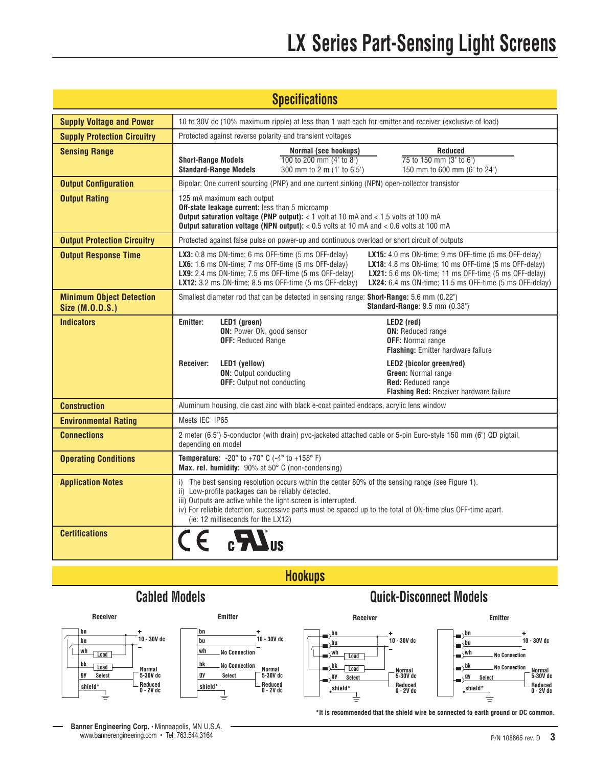# LX Series Part-Sensing Light Screens

## Specifications

| | |
|---|---|
| **Supply Voltage and Power** | 10 to 30V dc (10% maximum ripple) at less than 1 watt each for emitter and receiver (exclusive of load) |
| **Supply Protection Circuitry** | Protected against reverse polarity and transient voltages |
| **Sensing Range** | **Normal (see hookups)** / **Reduced**<br>**Short-Range Models:** 100 to 200 mm (4" to 8") / 75 to 150 mm (3" to 6")<br>**Standard-Range Models:** 300 mm to 2 m (1' to 6.5') / 150 mm to 600 mm (6" to 24") |
| **Output Configuration** | Bipolar: One current sourcing (PNP) and one current sinking (NPN) open-collector transistor |
| **Output Rating** | 125 mA maximum each output<br>**Off-state leakage current:** less than 5 microamp<br>**Output saturation voltage (PNP output):** < 1 volt at 10 mA and < 1.5 volts at 100 mA<br>**Output saturation voltage (NPN output):** < 0.5 volts at 10 mA and < 0.6 volts at 100 mA |
| **Output Protection Circuitry** | Protected against false pulse on power-up and continuous overload or short circuit of outputs |
| **Output Response Time** | **LX3:** 0.8 ms ON-time; 6 ms OFF-time (5 ms OFF-delay)<br>**LX6:** 1.6 ms ON-time; 7 ms OFF-time (5 ms OFF-delay)<br>**LX9:** 2.4 ms ON-time; 7.5 ms OFF-time (5 ms OFF-delay)<br>**LX12:** 3.2 ms ON-time; 8.5 ms OFF-time (5 ms OFF-delay)<br>**LX15:** 4.0 ms ON-time; 9 ms OFF-time (5 ms OFF-delay)<br>**LX18:** 4.8 ms ON-time; 10 ms OFF-time (5 ms OFF-delay)<br>**LX21:** 5.6 ms ON-time; 11 ms OFF-time (5 ms OFF-delay)<br>**LX24:** 6.4 ms ON-time; 11.5 ms OFF-time (5 ms OFF-delay) |
| **Minimum Object Detection Size (M.O.D.S.)** | Smallest diameter rod that can be detected in sensing range: **Short-Range:** 5.6 mm (0.22")<br>**Standard-Range:** 9.5 mm (0.38") |
| **Indicators** | **Emitter:** **LED1 (green)** – **ON:** Power ON, good sensor; **OFF:** Reduced Range<br>**LED2 (red)** – **ON:** Reduced range; **OFF:** Normal range; **Flashing:** Emitter hardware failure<br>**Receiver:** **LED1 (yellow)** – **ON:** Output conducting; **OFF:** Output not conducting<br>**LED2 (bicolor green/red)** – **Green:** Normal range; **Red:** Reduced range; **Flashing Red:** Receiver hardware failure |
| **Construction** | Aluminum housing, die cast zinc with black e-coat painted endcaps, acrylic lens window |
| **Environmental Rating** | Meets IEC IP65 |
| **Connections** | 2 meter (6.5') 5-conductor (with drain) pvc-jacketed attached cable or 5-pin Euro-style 150 mm (6") QD pigtail, depending on model |
| **Operating Conditions** | **Temperature:** -20° to +70° C (-4° to +158° F)<br>**Max. rel. humidity:** 90% at 50° C (non-condensing) |
| **Application Notes** | i) The best sensing resolution occurs within the center 80% of the sensing range (see Figure 1).<br>ii) Low-profile packages can be reliably detected.<br>iii) Outputs are active while the light screen is interrupted.<br>iv) For reliable detection, successive parts must be spaced up to the total of ON-time plus OFF-time apart. (ie: 12 milliseconds for the LX12) |
| **Certifications** | CE, cULus |

## Hookups

### Cabled Models

**Receiver**
- bn: + 10 - 30V dc
- bu: −
- wh: Load
- bk: Load
- gy: Select — Normal 5-30V dc / Reduced 0 - 2V dc
- shield*

**Emitter**
- bn: + 10 - 30V dc
- bu: −
- wh: No Connection
- bk: No Connection
- gy: Select — Normal 5-30V dc / Reduced 0 - 2V dc
- shield*

### Quick-Disconnect Models

**Receiver**
- bn: + 10 - 30V dc
- bu: −
- wh: Load
- bk: Load
- gy: Select — Normal 5-30V dc / Reduced 0 - 2V dc
- shield*

**Emitter**
- bn: + 10 - 30V dc
- bu: −
- wh: No Connection
- bk: No Connection
- gy: Select — Normal 5-30V dc / Reduced 0 - 2V dc
- shield*

*It is recommended that the shield wire be connected to earth ground or DC common.

**Banner Engineering Corp.** • Minneapolis, MN U.S.A.
www.bannerengineering.com • Tel: 763.544.3164

P/N 108865 rev. D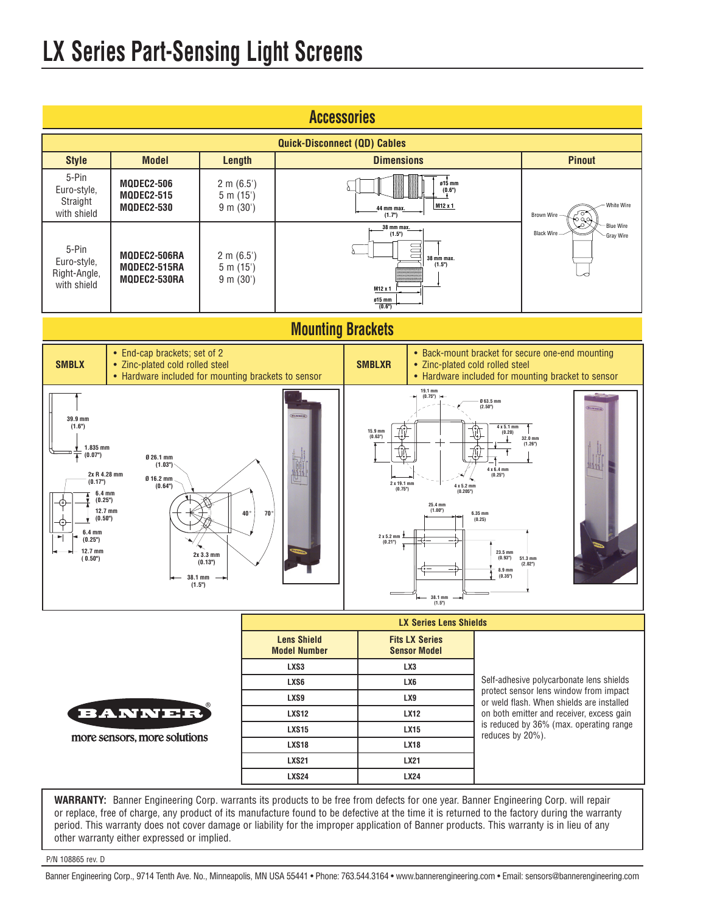# LX Series Part-Sensing Light Screens

## Accessories

### Quick-Disconnect (QD) Cables

| Style | Model | Length | Dimensions | Pinout |
|---|---|---|---|---|
| 5-Pin Euro-style, Straight with shield | MQDEC2-506<br>MQDEC2-515<br>MQDEC2-530 | 2 m (6.5')<br>5 m (15')<br>9 m (30') | 44 mm max. (1.7"); ø15 mm (0.6"); M12 x 1 | Brown Wire, White Wire, Blue Wire, Black Wire, Gray Wire |
| 5-Pin Euro-style, Right-Angle, with shield | MQDEC2-506RA<br>MQDEC2-515RA<br>MQDEC2-530RA | 2 m (6.5')<br>5 m (15')<br>9 m (30') | 38 mm max. (1.5"); 38 mm max. (1.5"); M12 x 1; ø15 mm (0.6") | |

## Mounting Brackets

**SMBLX**
- End-cap brackets; set of 2
- Zinc-plated cold rolled steel
- Hardware included for mounting brackets to sensor

39.9 mm (1.6")
1.835 mm (0.07")
2x R 4.28 mm (0.17")
6.4 mm (0.25")
12.7 mm (0.50")
6.4 mm (0.25")
12.7 mm (0.50")
Ø 26.1 mm (1.03")
Ø 16.2 mm (0.64")
40°
70°
2x 3.3 mm (0.13")
38.1 mm (1.5")

**SMBLXR**
- Back-mount bracket for secure one-end mounting
- Zinc-plated cold rolled steel
- Hardware included for mounting bracket to sensor

19.1 mm (0.75")
Ø 63.5 mm (2.50")
15.9 mm (0.63")
4 x 5.1 mm (0.20)
32.0 mm (1.26")
4 x 6.4 mm (0.25")
2 x 19.1 mm (0.75")
4 x 5.2 mm (0.205")
25.4 mm (1.00")
6.35 mm (0.25)
2 x 5.2 mm (0.21")
23.5 mm (0.93")
51.3 mm (2.02")
8.9 mm (0.35")
38.1 mm (1.5")

### LX Series Lens Shields

| Lens Shield Model Number | Fits LX Series Sensor Model |
|---|---|
| LXS3 | LX3 |
| LXS6 | LX6 |
| LXS9 | LX9 |
| LXS12 | LX12 |
| LXS15 | LX15 |
| LXS18 | LX18 |
| LXS21 | LX21 |
| LXS24 | LX24 |

Self-adhesive polycarbonate lens shields protect sensor lens window from impact or weld flash. When shields are installed on both emitter and receiver, excess gain is reduced by 36% (max. operating range reduces by 20%).

BANNER®
more sensors, more solutions

**WARRANTY:** Banner Engineering Corp. warrants its products to be free from defects for one year. Banner Engineering Corp. will repair or replace, free of charge, any product of its manufacture found to be defective at the time it is returned to the factory during the warranty period. This warranty does not cover damage or liability for the improper application of Banner products. This warranty is in lieu of any other warranty either expressed or implied.

P/N 108865 rev. D

Banner Engineering Corp., 9714 Tenth Ave. No., Minneapolis, MN USA 55441 • Phone: 763.544.3164 • www.bannerengineering.com • Email: sensors@bannerengineering.com